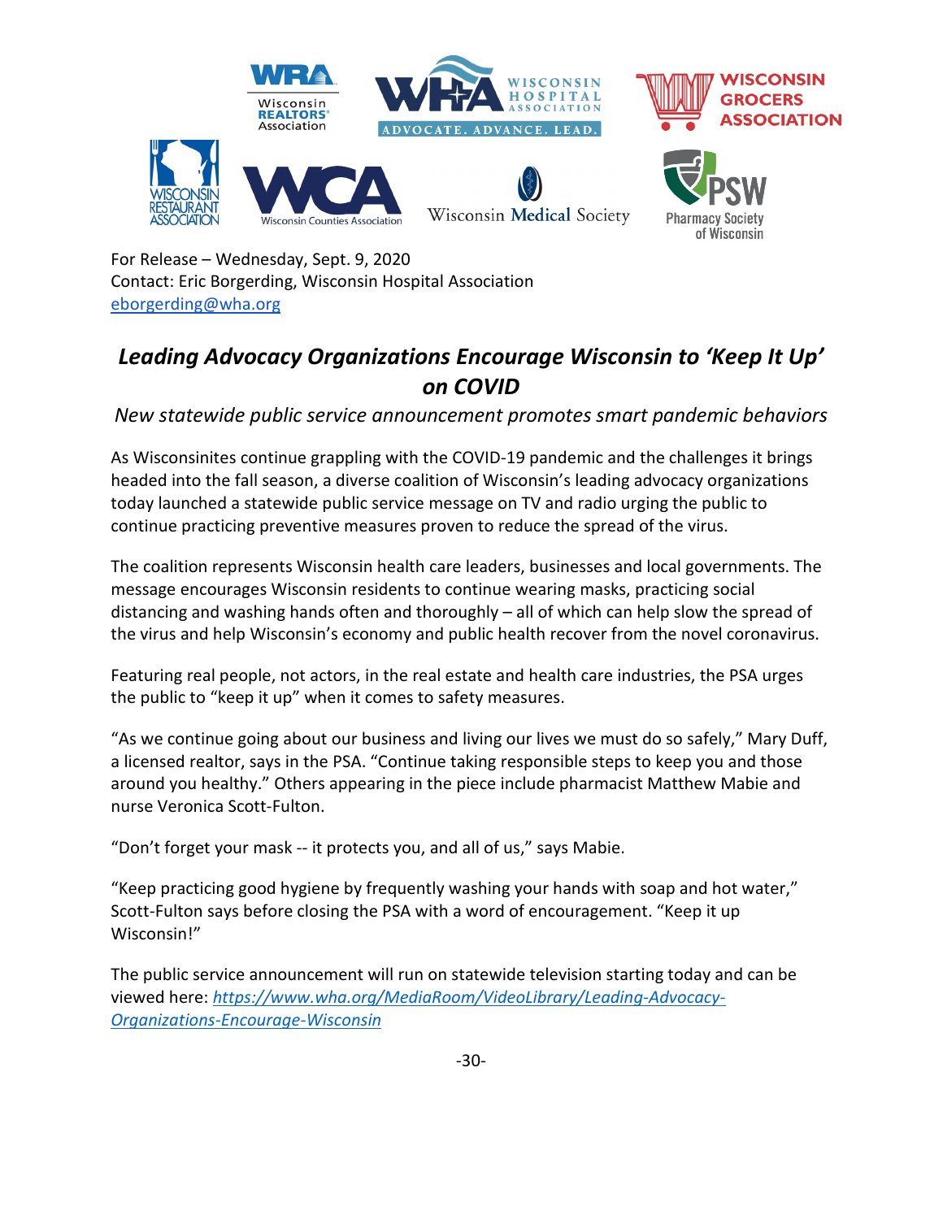For Release – Wednesday, Sept. 9, 2020
Contact: Eric Borgerding, Wisconsin Hospital Association
eborgerding@wha.org

# *Leading Advocacy Organizations Encourage Wisconsin to 'Keep It Up' on COVID*

*New statewide public service announcement promotes smart pandemic behaviors*

As Wisconsinites continue grappling with the COVID-19 pandemic and the challenges it brings headed into the fall season, a diverse coalition of Wisconsin's leading advocacy organizations today launched a statewide public service message on TV and radio urging the public to continue practicing preventive measures proven to reduce the spread of the virus.

The coalition represents Wisconsin health care leaders, businesses and local governments. The message encourages Wisconsin residents to continue wearing masks, practicing social distancing and washing hands often and thoroughly – all of which can help slow the spread of the virus and help Wisconsin's economy and public health recover from the novel coronavirus.

Featuring real people, not actors, in the real estate and health care industries, the PSA urges the public to "keep it up" when it comes to safety measures.

"As we continue going about our business and living our lives we must do so safely," Mary Duff, a licensed realtor, says in the PSA. "Continue taking responsible steps to keep you and those around you healthy." Others appearing in the piece include pharmacist Matthew Mabie and nurse Veronica Scott-Fulton.

"Don't forget your mask -- it protects you, and all of us," says Mabie.

"Keep practicing good hygiene by frequently washing your hands with soap and hot water," Scott-Fulton says before closing the PSA with a word of encouragement. "Keep it up Wisconsin!"

The public service announcement will run on statewide television starting today and can be viewed here: *https://www.wha.org/MediaRoom/VideoLibrary/Leading-Advocacy-Organizations-Encourage-Wisconsin*

-30-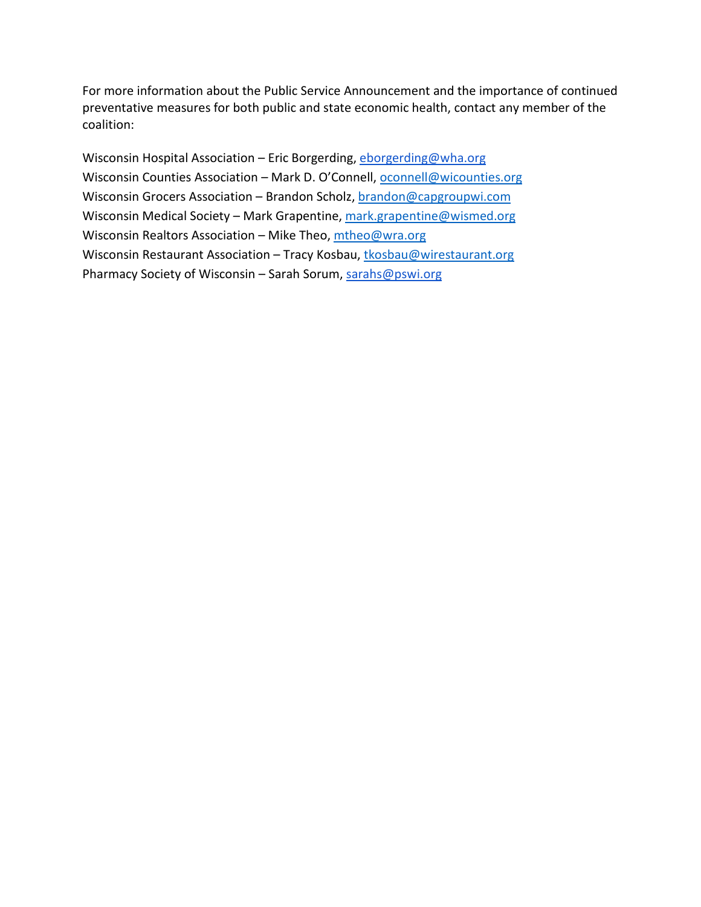For more information about the Public Service Announcement and the importance of continued preventative measures for both public and state economic health, contact any member of the coalition:

Wisconsin Hospital Association – Eric Borgerding, eborgerding@wha.org
Wisconsin Counties Association – Mark D. O'Connell, oconnell@wicounties.org
Wisconsin Grocers Association – Brandon Scholz, brandon@capgroupwi.com
Wisconsin Medical Society – Mark Grapentine, mark.grapentine@wismed.org
Wisconsin Realtors Association – Mike Theo, mtheo@wra.org
Wisconsin Restaurant Association – Tracy Kosbau, tkosbau@wirestaurant.org
Pharmacy Society of Wisconsin – Sarah Sorum, sarahs@pswi.org